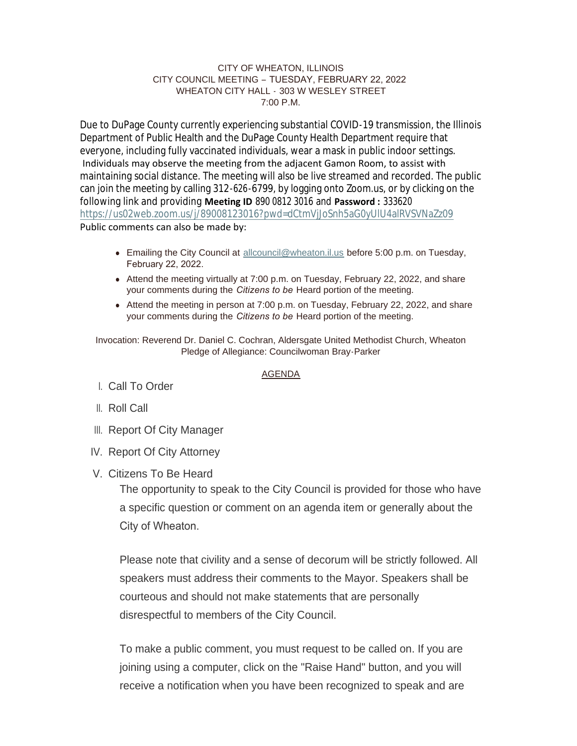CITY OF WHEATON, ILLINOIS
CITY COUNCIL MEETING – TUESDAY, FEBRUARY 22, 2022
WHEATON CITY HALL - 303 W WESLEY STREET
7:00 P.M.

Due to DuPage County currently experiencing substantial COVID-19 transmission, the Illinois Department of Public Health and the DuPage County Health Department require that everyone, including fully vaccinated individuals, wear a mask in public indoor settings. Individuals may observe the meeting from the adjacent Gamon Room, to assist with maintaining social distance. The meeting will also be live streamed and recorded. The public can join the meeting by calling 312-626-6799, by logging onto Zoom.us, or by clicking on the following link and providing **Meeting ID** 890 0812 3016 and **Password :** 333620
https://us02web.zoom.us/j/89008123016?pwd=dCtmVjJoSnh5aG0yUlU4alRVSVNaZz09
Public comments can also be made by:

- Emailing the City Council at allcouncil@wheaton.il.us before 5:00 p.m. on Tuesday, February 22, 2022.
- Attend the meeting virtually at 7:00 p.m. on Tuesday, February 22, 2022, and share your comments during the *Citizens to be* Heard portion of the meeting.
- Attend the meeting in person at 7:00 p.m. on Tuesday, February 22, 2022, and share your comments during the *Citizens to be* Heard portion of the meeting.

Invocation: Reverend Dr. Daniel C. Cochran, Aldersgate United Methodist Church, Wheaton
Pledge of Allegiance: Councilwoman Bray-Parker

## AGENDA

I. Call To Order

II. Roll Call

III. Report Of City Manager

IV. Report Of City Attorney

V. Citizens To Be Heard

The opportunity to speak to the City Council is provided for those who have a specific question or comment on an agenda item or generally about the City of Wheaton.

Please note that civility and a sense of decorum will be strictly followed. All speakers must address their comments to the Mayor. Speakers shall be courteous and should not make statements that are personally disrespectful to members of the City Council.

To make a public comment, you must request to be called on. If you are joining using a computer, click on the "Raise Hand" button, and you will receive a notification when you have been recognized to speak and are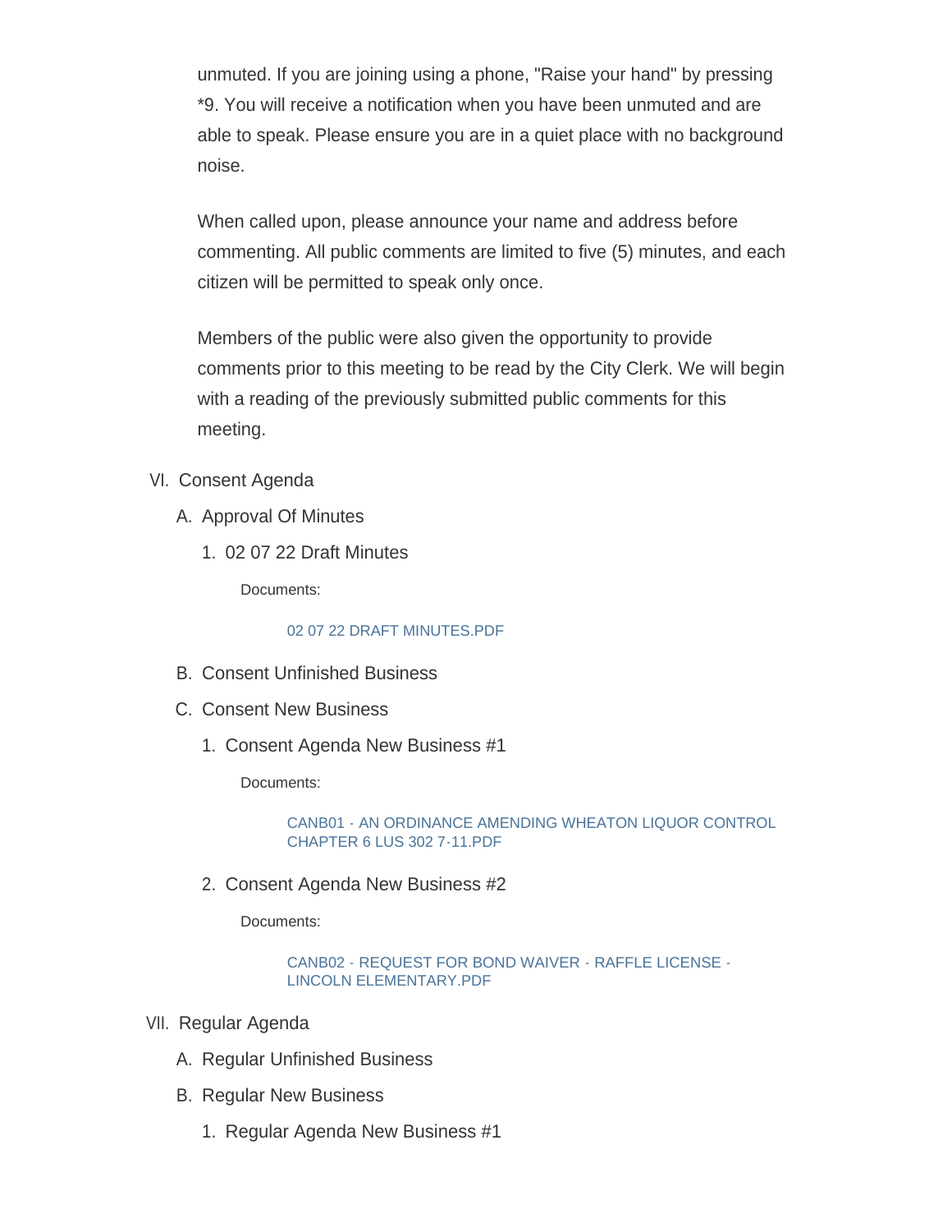unmuted. If you are joining using a phone, "Raise your hand" by pressing *9. You will receive a notification when you have been unmuted and are able to speak. Please ensure you are in a quiet place with no background noise.

When called upon, please announce your name and address before commenting. All public comments are limited to five (5) minutes, and each citizen will be permitted to speak only once.

Members of the public were also given the opportunity to provide comments prior to this meeting to be read by the City Clerk. We will begin with a reading of the previously submitted public comments for this meeting.

VI. Consent Agenda

A. Approval Of Minutes

1. 02 07 22 Draft Minutes

Documents:

02 07 22 DRAFT MINUTES.PDF

B. Consent Unfinished Business

C. Consent New Business

1. Consent Agenda New Business #1

Documents:

CANB01 - AN ORDINANCE AMENDING WHEATON LIQUOR CONTROL CHAPTER 6 LUS 302 7-11.PDF

2. Consent Agenda New Business #2

Documents:

CANB02 - REQUEST FOR BOND WAIVER - RAFFLE LICENSE - LINCOLN ELEMENTARY.PDF

VII. Regular Agenda

A. Regular Unfinished Business

B. Regular New Business

1. Regular Agenda New Business #1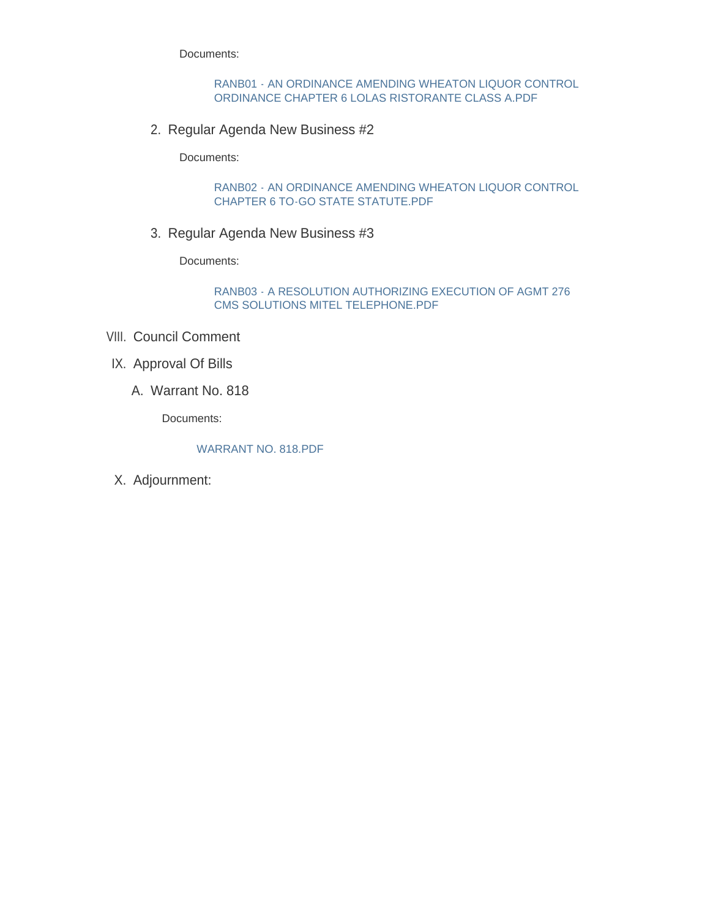Documents:

RANB01 - AN ORDINANCE AMENDING WHEATON LIQUOR CONTROL ORDINANCE CHAPTER 6 LOLAS RISTORANTE CLASS A.PDF

2. Regular Agenda New Business #2

Documents:

RANB02 - AN ORDINANCE AMENDING WHEATON LIQUOR CONTROL CHAPTER 6 TO-GO STATE STATUTE.PDF

3. Regular Agenda New Business #3

Documents:

RANB03 - A RESOLUTION AUTHORIZING EXECUTION OF AGMT 276 CMS SOLUTIONS MITEL TELEPHONE.PDF

VIII. Council Comment

IX. Approval Of Bills

A. Warrant No. 818

Documents:

WARRANT NO. 818.PDF

X. Adjournment: